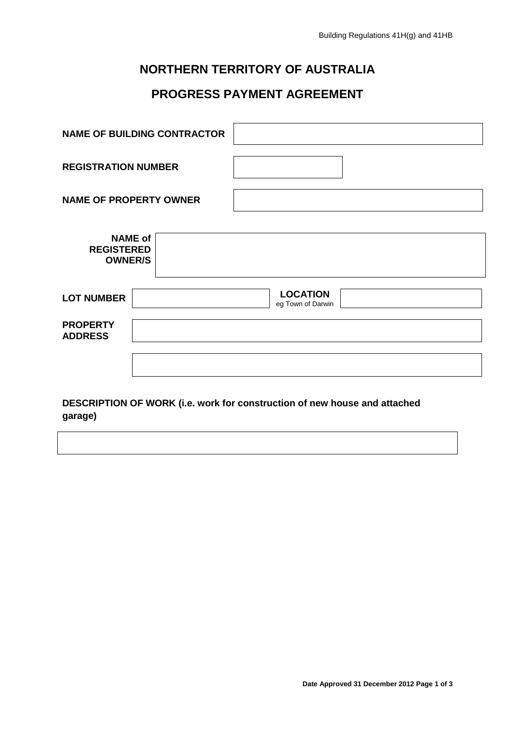Building Regulations 41H(g) and 41HB

# NORTHERN TERRITORY OF AUSTRALIA

## PROGRESS PAYMENT AGREEMENT

| | |
|---|---|
| **NAME OF BUILDING CONTRACTOR** | |
| **REGISTRATION NUMBER** | |
| **NAME OF PROPERTY OWNER** | |
| **NAME of REGISTERED OWNER/S** | |

| | | | |
|---|---|---|---|
| **LOT NUMBER** | | **LOCATION** eg Town of Darwin | |
| **PROPERTY ADDRESS** | | | |
| | | | |

**DESCRIPTION OF WORK (i.e. work for construction of new house and attached garage)**

| |
|---|
| |

Date Approved 31 December 2012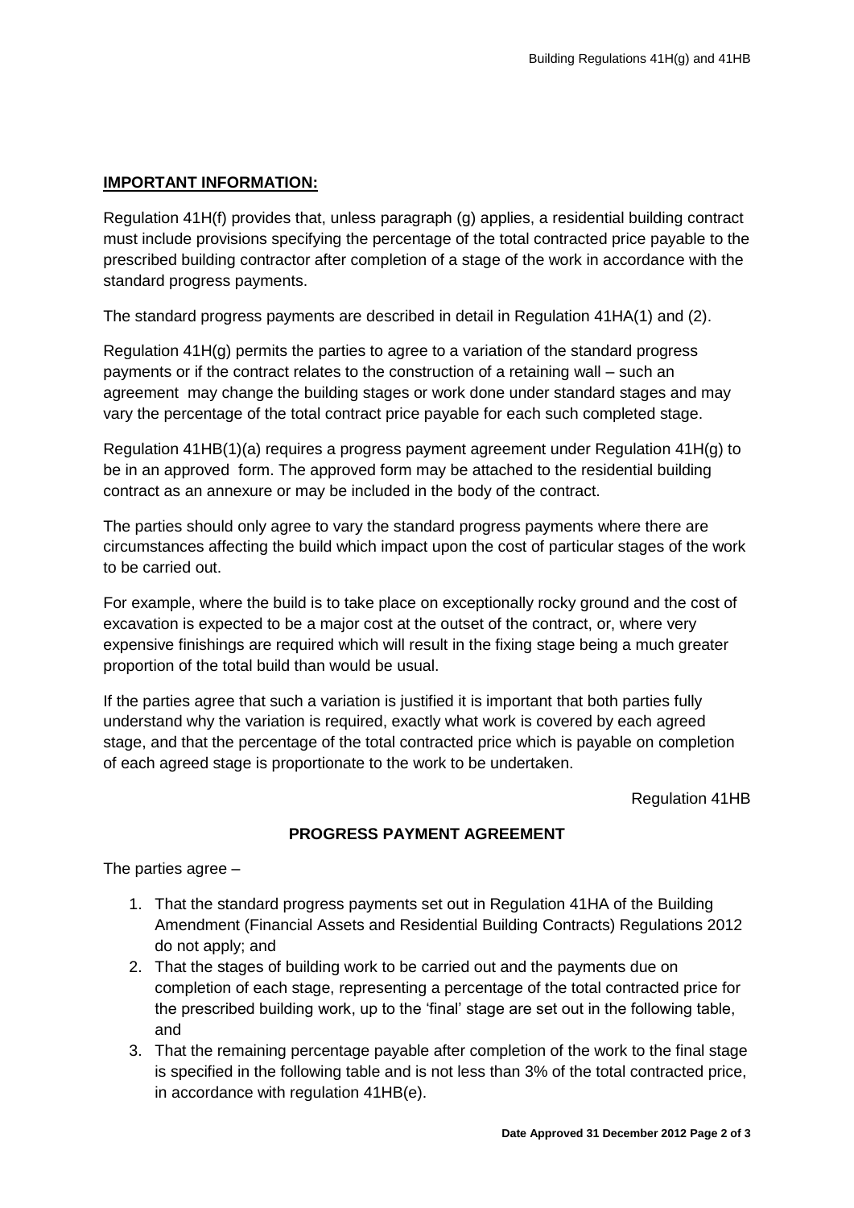## IMPORTANT INFORMATION:

Regulation 41H(f) provides that, unless paragraph (g) applies, a residential building contract must include provisions specifying the percentage of the total contracted price payable to the prescribed building contractor after completion of a stage of the work in accordance with the standard progress payments.

The standard progress payments are described in detail in Regulation 41HA(1) and (2).

Regulation 41H(g) permits the parties to agree to a variation of the standard progress payments or if the contract relates to the construction of a retaining wall – such an agreement may change the building stages or work done under standard stages and may vary the percentage of the total contract price payable for each such completed stage.

Regulation 41HB(1)(a) requires a progress payment agreement under Regulation 41H(g) to be in an approved form. The approved form may be attached to the residential building contract as an annexure or may be included in the body of the contract.

The parties should only agree to vary the standard progress payments where there are circumstances affecting the build which impact upon the cost of particular stages of the work to be carried out.

For example, where the build is to take place on exceptionally rocky ground and the cost of excavation is expected to be a major cost at the outset of the contract, or, where very expensive finishings are required which will result in the fixing stage being a much greater proportion of the total build than would be usual.

If the parties agree that such a variation is justified it is important that both parties fully understand why the variation is required, exactly what work is covered by each agreed stage, and that the percentage of the total contracted price which is payable on completion of each agreed stage is proportionate to the work to be undertaken.

Regulation 41HB

## PROGRESS PAYMENT AGREEMENT

The parties agree –

1. That the standard progress payments set out in Regulation 41HA of the Building Amendment (Financial Assets and Residential Building Contracts) Regulations 2012 do not apply; and
2. That the stages of building work to be carried out and the payments due on completion of each stage, representing a percentage of the total contracted price for the prescribed building work, up to the 'final' stage are set out in the following table, and
3. That the remaining percentage payable after completion of the work to the final stage is specified in the following table and is not less than 3% of the total contracted price, in accordance with regulation 41HB(e).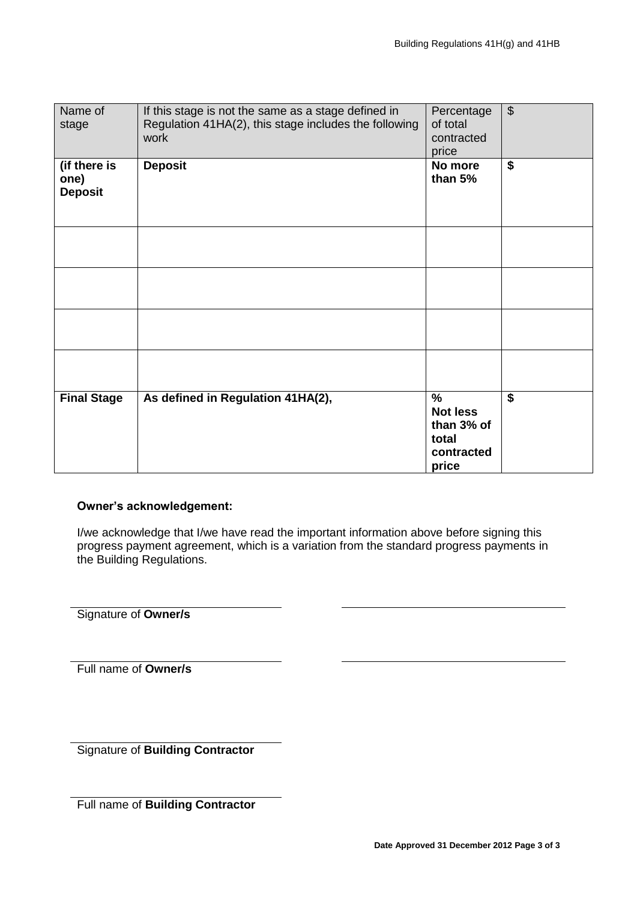| Name of stage | If this stage is not the same as a stage defined in Regulation 41HA(2), this stage includes the following work | Percentage of total contracted price | $ |
|---|---|---|---|
| **(if there is one) Deposit** | **Deposit** | **No more than 5%** | **$** |
| | | | |
| | | | |
| | | | |
| | | | |
| **Final Stage** | **As defined in Regulation 41HA(2),** | **% Not less than 3% of total contracted price** | **$** |

**Owner's acknowledgement:**

I/we acknowledge that I/we have read the important information above before signing this progress payment agreement, which is a variation from the standard progress payments in the Building Regulations.

Signature of **Owner/s**

Full name of **Owner/s**

Signature of **Building Contractor**

Full name of **Building Contractor**